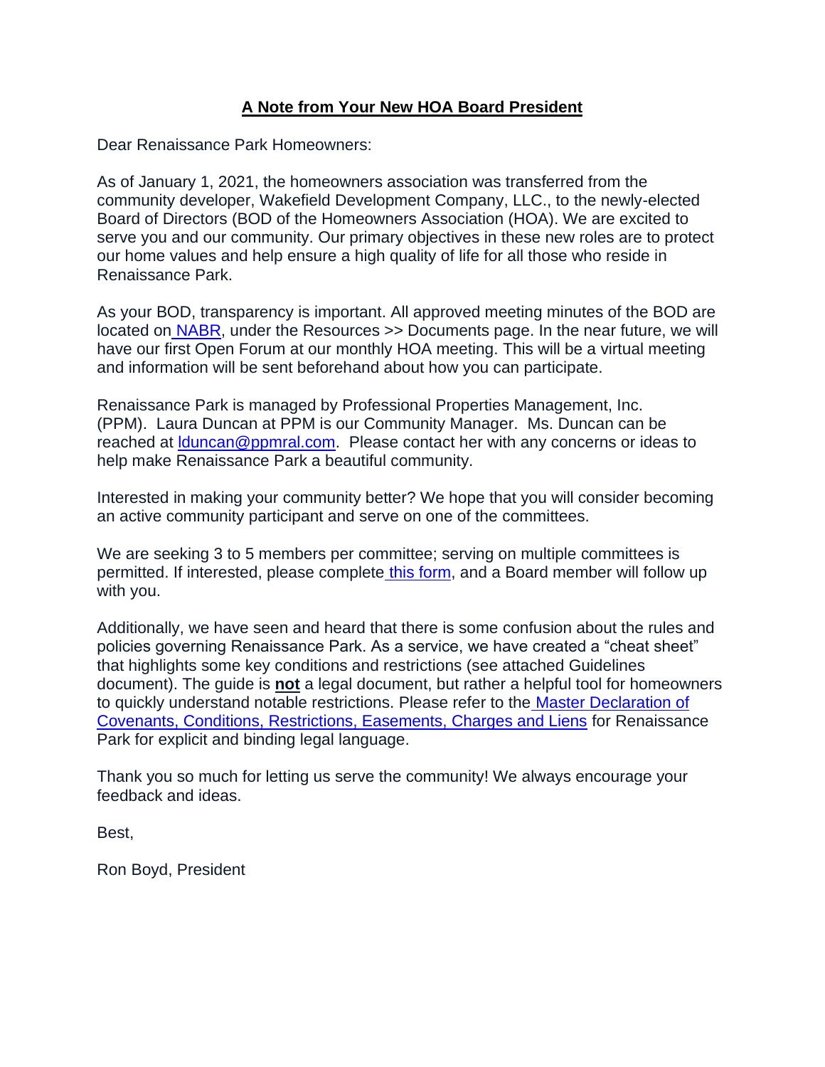# A Note from Your New HOA Board President

Dear Renaissance Park Homeowners:

As of January 1, 2021, the homeowners association was transferred from the community developer, Wakefield Development Company, LLC., to the newly-elected Board of Directors (BOD of the Homeowners Association (HOA). We are excited to serve you and our community. Our primary objectives in these new roles are to protect our home values and help ensure a high quality of life for all those who reside in Renaissance Park.

As your BOD, transparency is important. All approved meeting minutes of the BOD are located on NABR, under the Resources >> Documents page. In the near future, we will have our first Open Forum at our monthly HOA meeting. This will be a virtual meeting and information will be sent beforehand about how you can participate.

Renaissance Park is managed by Professional Properties Management, Inc. (PPM). Laura Duncan at PPM is our Community Manager. Ms. Duncan can be reached at lduncan@ppmral.com. Please contact her with any concerns or ideas to help make Renaissance Park a beautiful community.

Interested in making your community better? We hope that you will consider becoming an active community participant and serve on one of the committees.

We are seeking 3 to 5 members per committee; serving on multiple committees is permitted. If interested, please complete this form, and a Board member will follow up with you.

Additionally, we have seen and heard that there is some confusion about the rules and policies governing Renaissance Park. As a service, we have created a "cheat sheet" that highlights some key conditions and restrictions (see attached Guidelines document). The guide is **not** a legal document, but rather a helpful tool for homeowners to quickly understand notable restrictions. Please refer to the Master Declaration of Covenants, Conditions, Restrictions, Easements, Charges and Liens for Renaissance Park for explicit and binding legal language.

Thank you so much for letting us serve the community! We always encourage your feedback and ideas.

Best,

Ron Boyd, President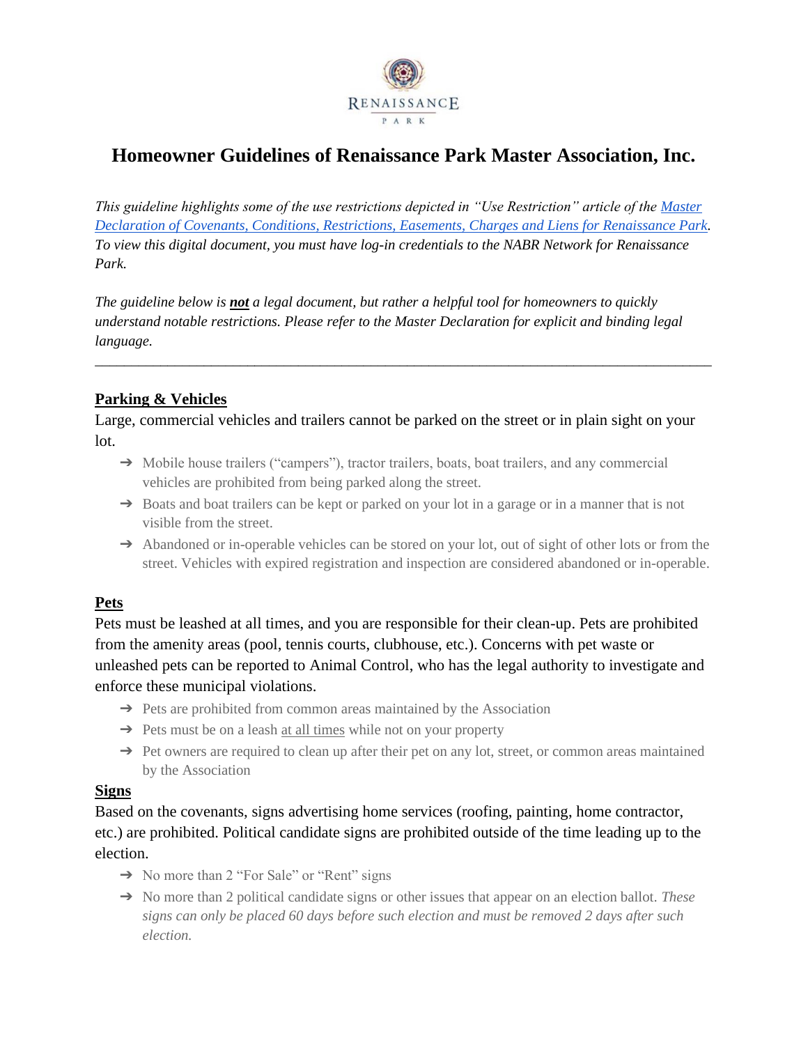# Homeowner Guidelines of Renaissance Park Master Association, Inc.

*This guideline highlights some of the use restrictions depicted in "Use Restriction" article of the [Master Declaration of Covenants, Conditions, Restrictions, Easements, Charges and Liens for Renaissance Park](). To view this digital document, you must have log-in credentials to the NABR Network for Renaissance Park.*

*The guideline below is **not** a legal document, but rather a helpful tool for homeowners to quickly understand notable restrictions. Please refer to the Master Declaration for explicit and binding legal language.*

---

## Parking & Vehicles

Large, commercial vehicles and trailers cannot be parked on the street or in plain sight on your lot.

- Mobile house trailers ("campers"), tractor trailers, boats, boat trailers, and any commercial vehicles are prohibited from being parked along the street.
- Boats and boat trailers can be kept or parked on your lot in a garage or in a manner that is not visible from the street.
- Abandoned or in-operable vehicles can be stored on your lot, out of sight of other lots or from the street. Vehicles with expired registration and inspection are considered abandoned or in-operable.

## Pets

Pets must be leashed at all times, and you are responsible for their clean-up. Pets are prohibited from the amenity areas (pool, tennis courts, clubhouse, etc.). Concerns with pet waste or unleashed pets can be reported to Animal Control, who has the legal authority to investigate and enforce these municipal violations.

- Pets are prohibited from common areas maintained by the Association
- Pets must be on a leash at all times while not on your property
- Pet owners are required to clean up after their pet on any lot, street, or common areas maintained by the Association

## Signs

Based on the covenants, signs advertising home services (roofing, painting, home contractor, etc.) are prohibited. Political candidate signs are prohibited outside of the time leading up to the election.

- No more than 2 "For Sale" or "Rent" signs
- No more than 2 political candidate signs or other issues that appear on an election ballot. *These signs can only be placed 60 days before such election and must be removed 2 days after such election.*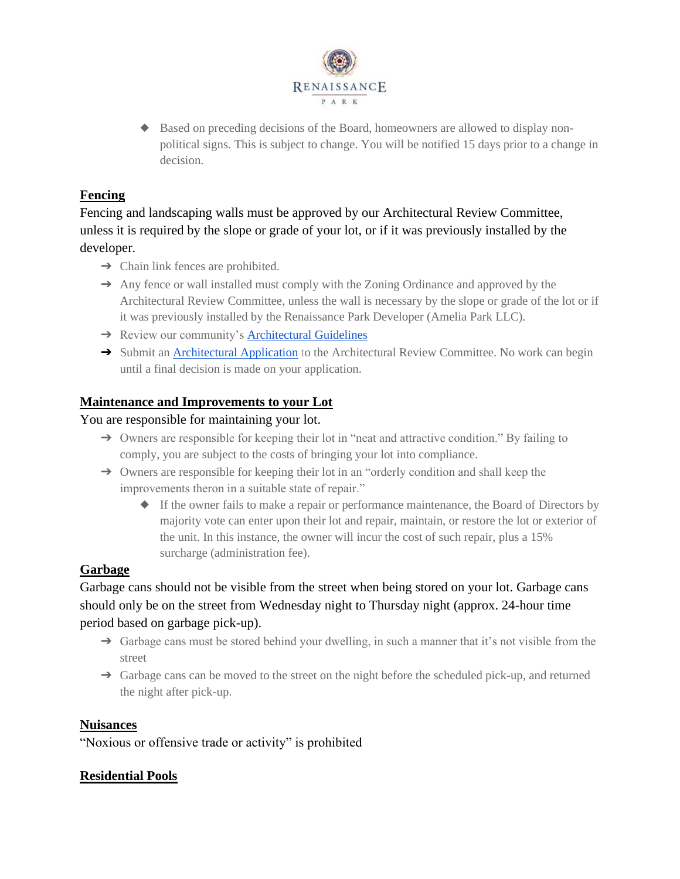- Based on preceding decisions of the Board, homeowners are allowed to display non-political signs. This is subject to change. You will be notified 15 days prior to a change in decision.

## Fencing

Fencing and landscaping walls must be approved by our Architectural Review Committee, unless it is required by the slope or grade of your lot, or if it was previously installed by the developer.

- Chain link fences are prohibited.
- Any fence or wall installed must comply with the Zoning Ordinance and approved by the Architectural Review Committee, unless the wall is necessary by the slope or grade of the lot or if it was previously installed by the Renaissance Park Developer (Amelia Park LLC).
- Review our community's Architectural Guidelines
- Submit an Architectural Application to the Architectural Review Committee. No work can begin until a final decision is made on your application.

## Maintenance and Improvements to your Lot

You are responsible for maintaining your lot.

- Owners are responsible for keeping their lot in "neat and attractive condition." By failing to comply, you are subject to the costs of bringing your lot into compliance.
- Owners are responsible for keeping their lot in an "orderly condition and shall keep the improvements theron in a suitable state of repair."
  - If the owner fails to make a repair or performance maintenance, the Board of Directors by majority vote can enter upon their lot and repair, maintain, or restore the lot or exterior of the unit. In this instance, the owner will incur the cost of such repair, plus a 15% surcharge (administration fee).

## Garbage

Garbage cans should not be visible from the street when being stored on your lot. Garbage cans should only be on the street from Wednesday night to Thursday night (approx. 24-hour time period based on garbage pick-up).

- Garbage cans must be stored behind your dwelling, in such a manner that it's not visible from the street
- Garbage cans can be moved to the street on the night before the scheduled pick-up, and returned the night after pick-up.

## Nuisances

"Noxious or offensive trade or activity" is prohibited

## Residential Pools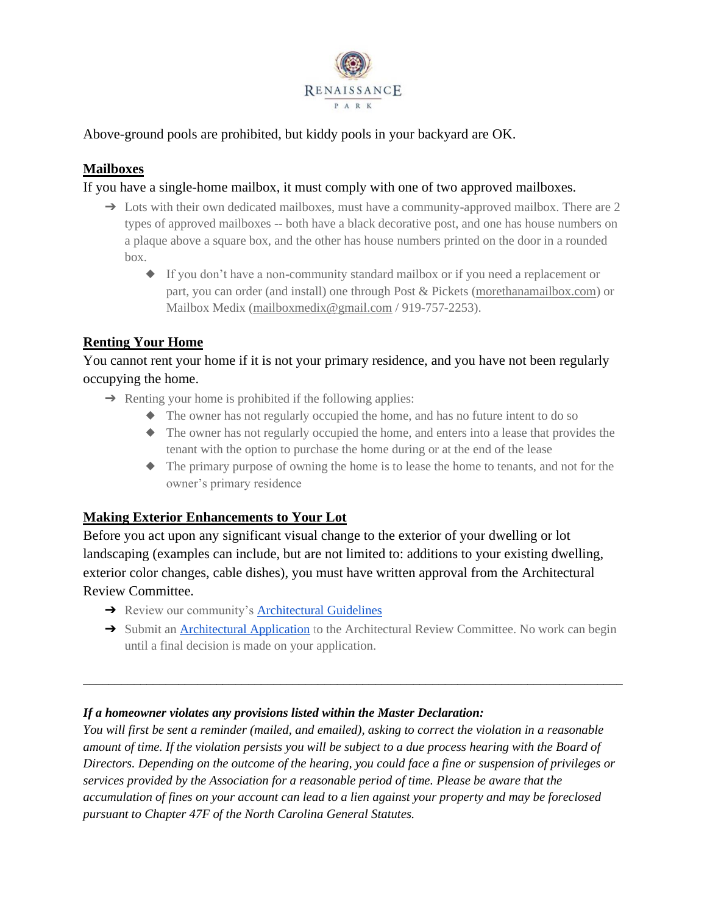Above-ground pools are prohibited, but kiddy pools in your backyard are OK.

## Mailboxes

If you have a single-home mailbox, it must comply with one of two approved mailboxes.

- Lots with their own dedicated mailboxes, must have a community-approved mailbox. There are 2 types of approved mailboxes -- both have a black decorative post, and one has house numbers on a plaque above a square box, and the other has house numbers printed on the door in a rounded box.
  - If you don't have a non-community standard mailbox or if you need a replacement or part, you can order (and install) one through Post & Pickets (morethanamailbox.com) or Mailbox Medix (mailboxmedix@gmail.com / 919-757-2253).

## Renting Your Home

You cannot rent your home if it is not your primary residence, and you have not been regularly occupying the home.

- Renting your home is prohibited if the following applies:
  - The owner has not regularly occupied the home, and has no future intent to do so
  - The owner has not regularly occupied the home, and enters into a lease that provides the tenant with the option to purchase the home during or at the end of the lease
  - The primary purpose of owning the home is to lease the home to tenants, and not for the owner's primary residence

## Making Exterior Enhancements to Your Lot

Before you act upon any significant visual change to the exterior of your dwelling or lot landscaping (examples can include, but are not limited to: additions to your existing dwelling, exterior color changes, cable dishes), you must have written approval from the Architectural Review Committee.

- Review our community's Architectural Guidelines
- Submit an Architectural Application to the Architectural Review Committee. No work can begin until a final decision is made on your application.

---

***If a homeowner violates any provisions listed within the Master Declaration:***

*You will first be sent a reminder (mailed, and emailed), asking to correct the violation in a reasonable amount of time. If the violation persists you will be subject to a due process hearing with the Board of Directors. Depending on the outcome of the hearing, you could face a fine or suspension of privileges or services provided by the Association for a reasonable period of time. Please be aware that the accumulation of fines on your account can lead to a lien against your property and may be foreclosed pursuant to Chapter 47F of the North Carolina General Statutes.*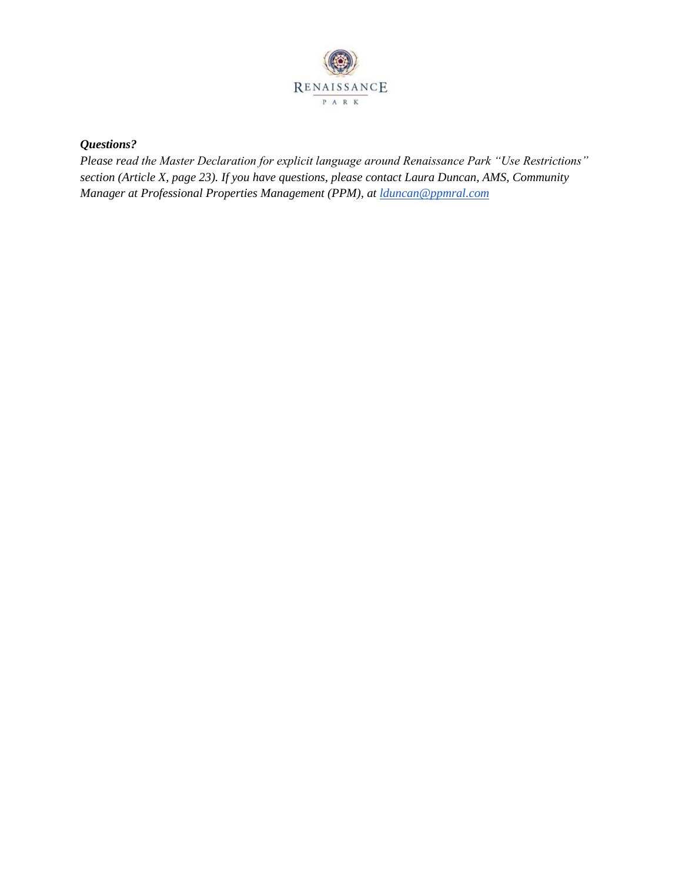RENAISSANCE

PARK

***Questions?***

*Please read the Master Declaration for explicit language around Renaissance Park "Use Restrictions" section (Article X, page 23). If you have questions, please contact Laura Duncan, AMS, Community Manager at Professional Properties Management (PPM), at [lduncan@ppmral.com](mailto:lduncan@ppmral.com)*